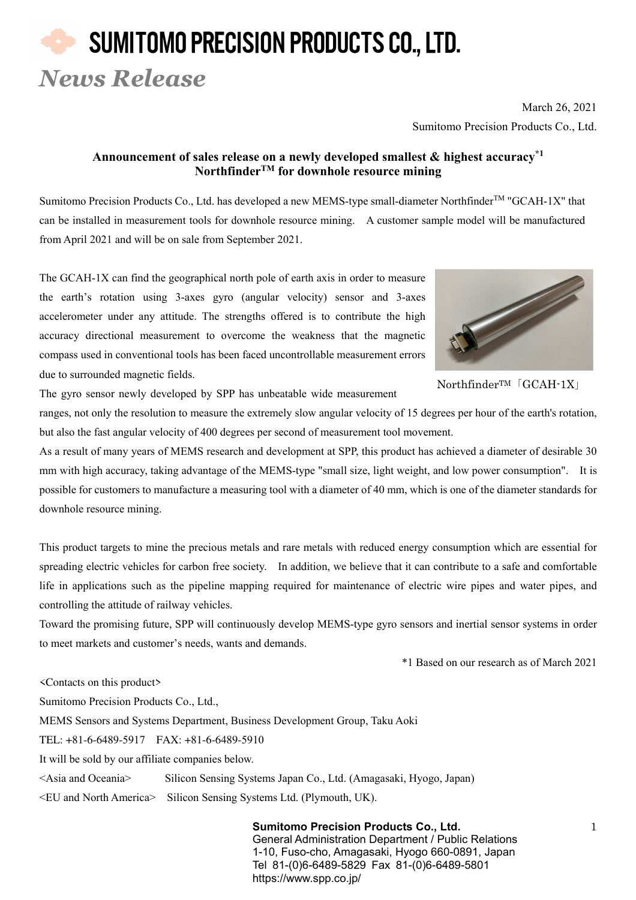# SUMITOMO PRECISION PRODUCTS CO., LTD.

*News Release*

March 26, 2021

Sumitomo Precision Products Co., Ltd.

**Announcement of sales release on a newly developed smallest & highest accuracy*1 Northfinder™ for downhole resource mining**

Sumitomo Precision Products Co., Ltd. has developed a new MEMS-type small-diameter Northfinder™ "GCAH-1X" that can be installed in measurement tools for downhole resource mining. A customer sample model will be manufactured from April 2021 and will be on sale from September 2021.

The GCAH-1X can find the geographical north pole of earth axis in order to measure the earth's rotation using 3-axes gyro (angular velocity) sensor and 3-axes accelerometer under any attitude. The strengths offered is to contribute the high accuracy directional measurement to overcome the weakness that the magnetic compass used in conventional tools has been faced uncontrollable measurement errors due to surrounded magnetic fields.

Northfinder™「GCAH-1X」

The gyro sensor newly developed by SPP has unbeatable wide measurement ranges, not only the resolution to measure the extremely slow angular velocity of 15 degrees per hour of the earth's rotation, but also the fast angular velocity of 400 degrees per second of measurement tool movement.

As a result of many years of MEMS research and development at SPP, this product has achieved a diameter of desirable 30 mm with high accuracy, taking advantage of the MEMS-type "small size, light weight, and low power consumption". It is possible for customers to manufacture a measuring tool with a diameter of 40 mm, which is one of the diameter standards for downhole resource mining.

This product targets to mine the precious metals and rare metals with reduced energy consumption which are essential for spreading electric vehicles for carbon free society. In addition, we believe that it can contribute to a safe and comfortable life in applications such as the pipeline mapping required for maintenance of electric wire pipes and water pipes, and controlling the attitude of railway vehicles.

Toward the promising future, SPP will continuously develop MEMS-type gyro sensors and inertial sensor systems in order to meet markets and customer's needs, wants and demands.

*1 Based on our research as of March 2021

<Contacts on this product>

Sumitomo Precision Products Co., Ltd.,

MEMS Sensors and Systems Department, Business Development Group, Taku Aoki

TEL: +81-6-6489-5917 FAX: +81-6-6489-5910

It will be sold by our affiliate companies below.

<Asia and Oceania> Silicon Sensing Systems Japan Co., Ltd. (Amagasaki, Hyogo, Japan)

<EU and North America> Silicon Sensing Systems Ltd. (Plymouth, UK).

**Sumitomo Precision Products Co., Ltd.**
General Administration Department / Public Relations
1-10, Fuso-cho, Amagasaki, Hyogo 660-0891, Japan
Tel 81-(0)6-6489-5829 Fax 81-(0)6-6489-5801
https://www.spp.co.jp/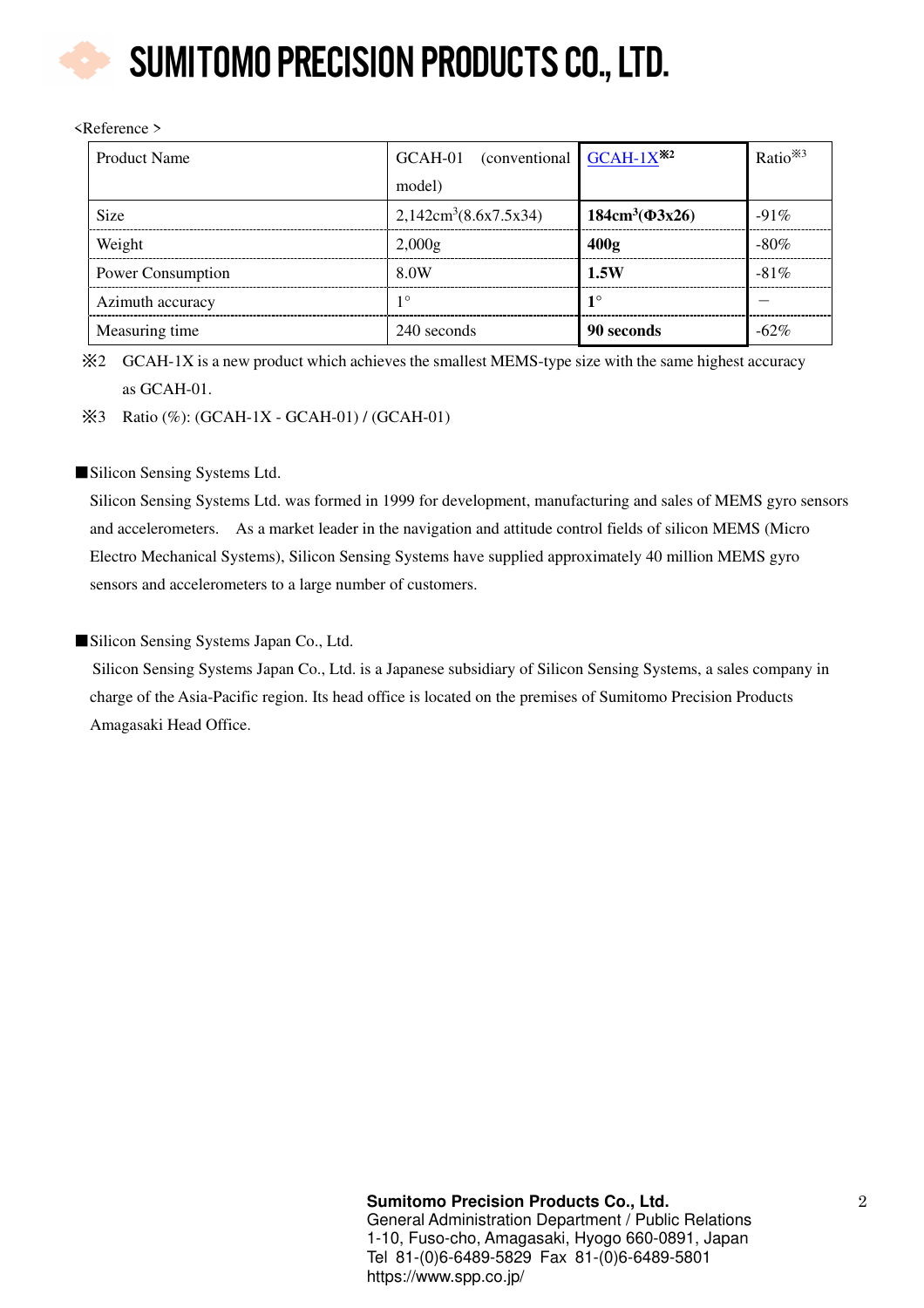<Reference >

| Product Name | GCAH-01 (conventional model) | GCAH-1X※2 | Ratio※3 |
|---|---|---|---|
| Size | 2,142cm$^3$(8.6x7.5x34) | **184cm$^3$(Φ3x26)** | -91% |
| Weight | 2,000g | **400g** | -80% |
| Power Consumption | 8.0W | **1.5W** | -81% |
| Azimuth accuracy | 1° | **1°** | — |
| Measuring time | 240 seconds | **90 seconds** | -62% |

※2 GCAH-1X is a new product which achieves the smallest MEMS-type size with the same highest accuracy as GCAH-01.

※3 Ratio (%): (GCAH-1X - GCAH-01) / (GCAH-01)

■Silicon Sensing Systems Ltd.

Silicon Sensing Systems Ltd. was formed in 1999 for development, manufacturing and sales of MEMS gyro sensors and accelerometers. As a market leader in the navigation and attitude control fields of silicon MEMS (Micro Electro Mechanical Systems), Silicon Sensing Systems have supplied approximately 40 million MEMS gyro sensors and accelerometers to a large number of customers.

■Silicon Sensing Systems Japan Co., Ltd.

Silicon Sensing Systems Japan Co., Ltd. is a Japanese subsidiary of Silicon Sensing Systems, a sales company in charge of the Asia-Pacific region. Its head office is located on the premises of Sumitomo Precision Products Amagasaki Head Office.

**Sumitomo Precision Products Co., Ltd.**
General Administration Department / Public Relations
1-10, Fuso-cho, Amagasaki, Hyogo 660-0891, Japan
Tel 81-(0)6-6489-5829 Fax 81-(0)6-6489-5801
https://www.spp.co.jp/